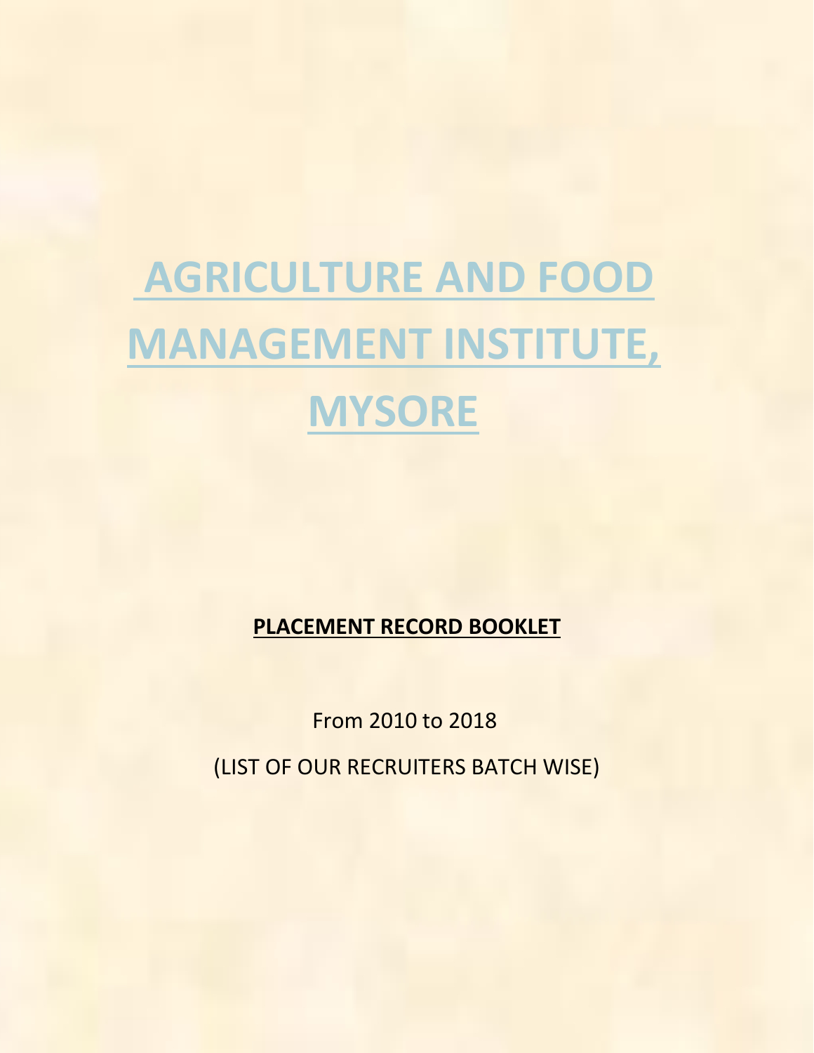# AGRICULTURE AND FOOD MANAGEMENT INSTITUTE, MYSORE

**PLACEMENT RECORD BOOKLET**

From 2010 to 2018

(LIST OF OUR RECRUITERS BATCH WISE)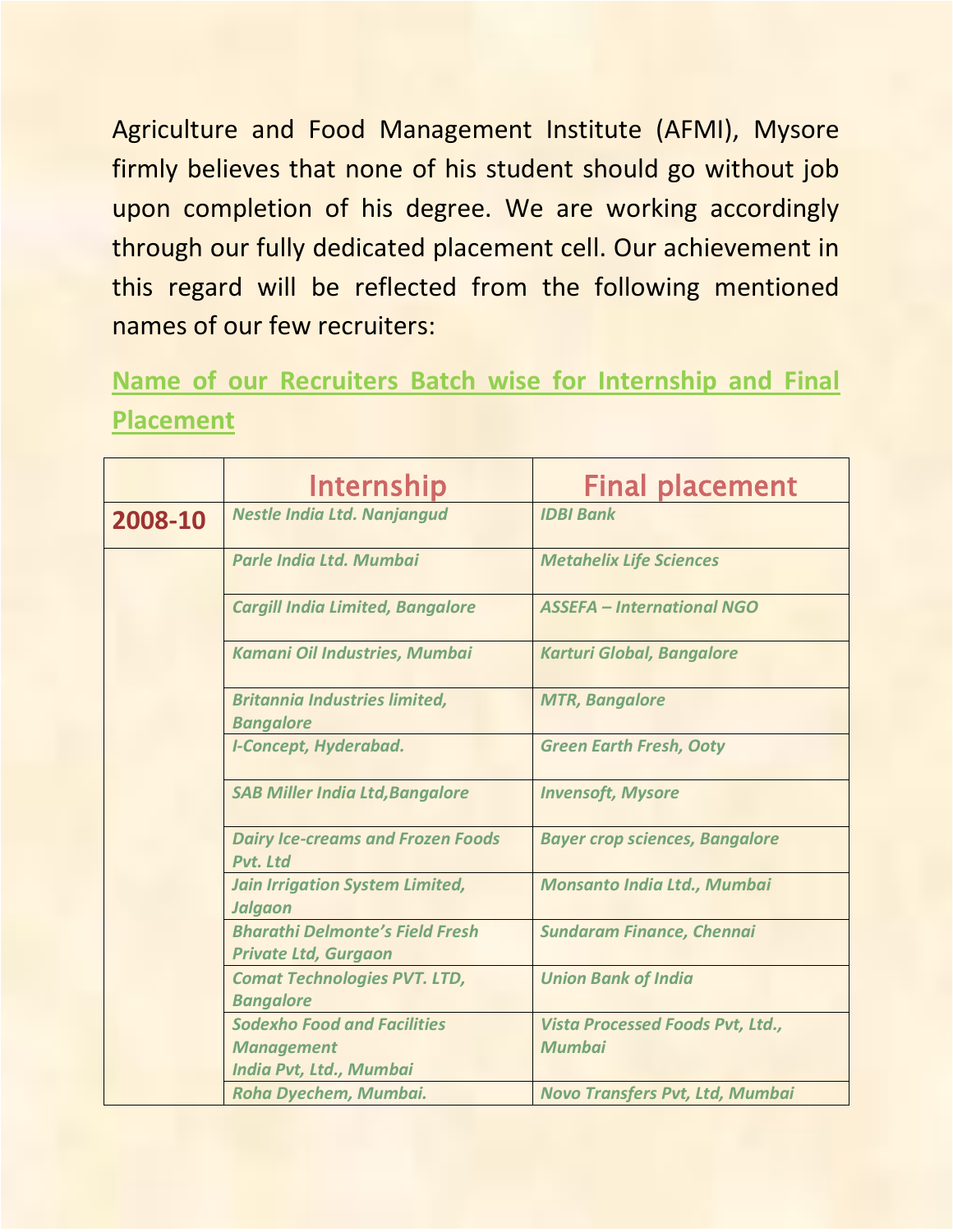Agriculture and Food Management Institute (AFMI), Mysore firmly believes that none of his student should go without job upon completion of his degree. We are working accordingly through our fully dedicated placement cell. Our achievement in this regard will be reflected from the following mentioned names of our few recruiters:

## Name of our Recruiters Batch wise for Internship and Final Placement

| | Internship | Final placement |
|---|---|---|
| **2008-10** | *Nestle India Ltd. Nanjangud* | *IDBI Bank* |
| | *Parle India Ltd. Mumbai* | *Metahelix Life Sciences* |
| | *Cargill India Limited, Bangalore* | *ASSEFA – International NGO* |
| | *Kamani Oil Industries, Mumbai* | *Karturi Global, Bangalore* |
| | *Britannia Industries limited, Bangalore* | *MTR, Bangalore* |
| | *I-Concept, Hyderabad.* | *Green Earth Fresh, Ooty* |
| | *SAB Miller India Ltd,Bangalore* | *Invensoft, Mysore* |
| | *Dairy Ice-creams and Frozen Foods Pvt. Ltd* | *Bayer crop sciences, Bangalore* |
| | *Jain Irrigation System Limited, Jalgaon* | *Monsanto India Ltd., Mumbai* |
| | *Bharathi Delmonte's Field Fresh Private Ltd, Gurgaon* | *Sundaram Finance, Chennai* |
| | *Comat Technologies PVT. LTD, Bangalore* | *Union Bank of India* |
| | *Sodexho Food and Facilities Management India Pvt, Ltd., Mumbai* | *Vista Processed Foods Pvt, Ltd., Mumbai* |
| | *Roha Dyechem, Mumbai.* | *Novo Transfers Pvt, Ltd, Mumbai* |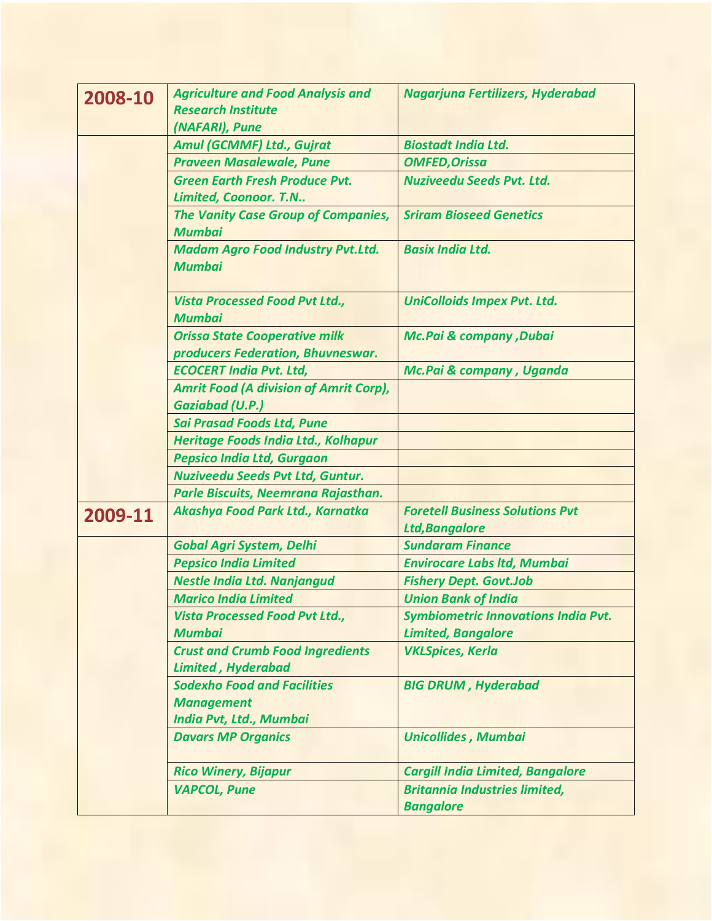| 2008-10 | Agriculture and Food Analysis and Research Institute (NAFARI), Pune | Nagarjuna Fertilizers, Hyderabad |
|---|---|---|
| | Amul (GCMMF) Ltd., Gujrat | Biostadt India Ltd. |
| | Praveen Masalewale, Pune | OMFED,Orissa |
| | Green Earth Fresh Produce Pvt. Limited, Coonoor. T.N.. | Nuziveedu Seeds Pvt. Ltd. |
| | The Vanity Case Group of Companies, Mumbai | Sriram Bioseed Genetics |
| | Madam Agro Food Industry Pvt.Ltd. Mumbai | Basix India Ltd. |
| | Vista Processed Food Pvt Ltd., Mumbai | UniColloids Impex Pvt. Ltd. |
| | Orissa State Cooperative milk producers Federation, Bhuvneswar. | Mc.Pai & company ,Dubai |
| | ECOCERT India Pvt. Ltd, | Mc.Pai & company , Uganda |
| | Amrit Food (A division of Amrit Corp), Gaziabad (U.P.) | |
| | Sai Prasad Foods Ltd, Pune | |
| | Heritage Foods India Ltd., Kolhapur | |
| | Pepsico India Ltd, Gurgaon | |
| | Nuziveedu Seeds Pvt Ltd, Guntur. | |
| | Parle Biscuits, Neemrana Rajasthan. | |
| 2009-11 | Akashya Food Park Ltd., Karnatka | Foretell Business Solutions Pvt Ltd,Bangalore |
| | Gobal Agri System, Delhi | Sundaram Finance |
| | Pepsico India Limited | Envirocare Labs ltd, Mumbai |
| | Nestle India Ltd. Nanjangud | Fishery Dept. Govt.Job |
| | Marico India Limited | Union Bank of India |
| | Vista Processed Food Pvt Ltd., Mumbai | Symbiometric Innovations India Pvt. Limited, Bangalore |
| | Crust and Crumb Food Ingredients Limited , Hyderabad | VKLSpices, Kerla |
| | Sodexho Food and Facilities Management India Pvt, Ltd., Mumbai | BIG DRUM , Hyderabad |
| | Davars MP Organics | Unicollides , Mumbai |
| | Rico Winery, Bijapur | Cargill India Limited, Bangalore |
| | VAPCOL, Pune | Britannia Industries limited, Bangalore |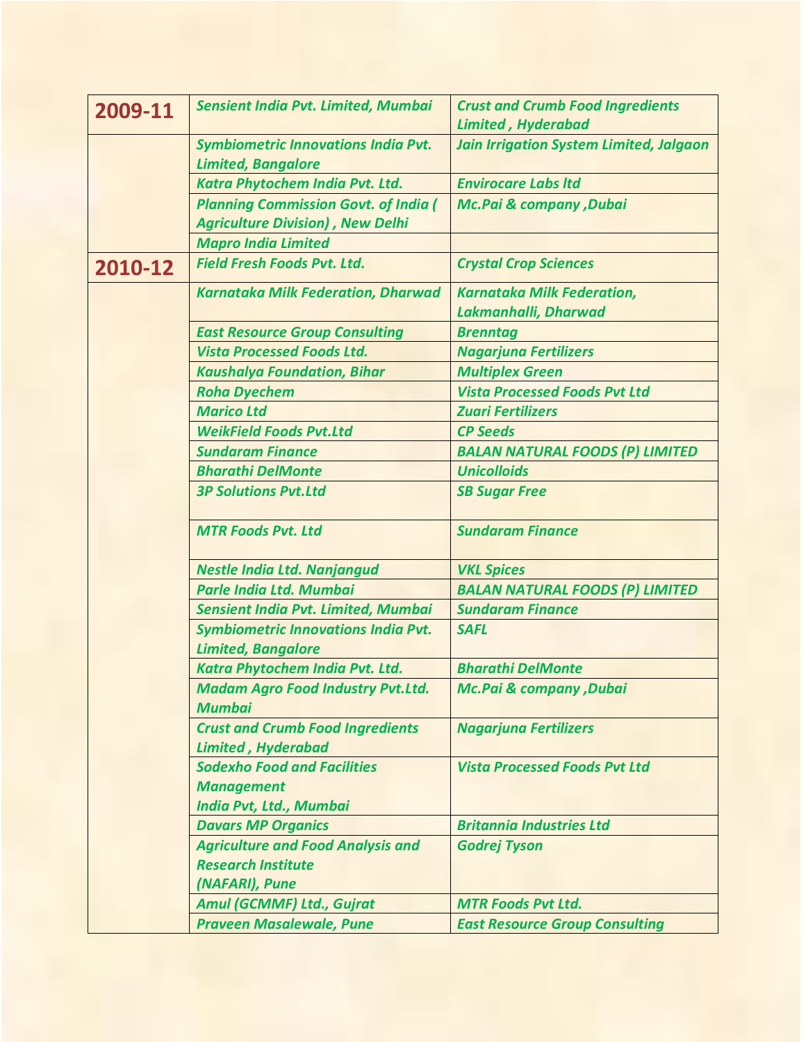| | | |
|---|---|---|
| **2009-11** | *Sensient India Pvt. Limited, Mumbai* | *Crust and Crumb Food Ingredients Limited , Hyderabad* |
| | *Symbiometric Innovations India Pvt. Limited, Bangalore* | *Jain Irrigation System Limited, Jalgaon* |
| | *Katra Phytochem India Pvt. Ltd.* | *Envirocare Labs ltd* |
| | *Planning Commission Govt. of India ( Agriculture Division) , New Delhi* | *Mc.Pai & company ,Dubai* |
| | *Mapro India Limited* | |
| **2010-12** | *Field Fresh Foods Pvt. Ltd.* | *Crystal Crop Sciences* |
| | *Karnataka Milk Federation, Dharwad* | *Karnataka Milk Federation, Lakmanhalli, Dharwad* |
| | *East Resource Group Consulting* | *Brenntag* |
| | *Vista Processed Foods Ltd.* | *Nagarjuna Fertilizers* |
| | *Kaushalya Foundation, Bihar* | *Multiplex Green* |
| | *Roha Dyechem* | *Vista Processed Foods Pvt Ltd* |
| | *Marico Ltd* | *Zuari Fertilizers* |
| | *WeikField Foods Pvt.Ltd* | *CP Seeds* |
| | *Sundaram Finance* | *BALAN NATURAL FOODS (P) LIMITED* |
| | *Bharathi DelMonte* | *Unicolloids* |
| | *3P Solutions Pvt.Ltd* | *SB Sugar Free* |
| | *MTR Foods Pvt. Ltd* | *Sundaram Finance* |
| | *Nestle India Ltd. Nanjangud* | *VKL Spices* |
| | *Parle India Ltd. Mumbai* | *BALAN NATURAL FOODS (P) LIMITED* |
| | *Sensient India Pvt. Limited, Mumbai* | *Sundaram Finance* |
| | *Symbiometric Innovations India Pvt. Limited, Bangalore* | *SAFL* |
| | *Katra Phytochem India Pvt. Ltd.* | *Bharathi DelMonte* |
| | *Madam Agro Food Industry Pvt.Ltd. Mumbai* | *Mc.Pai & company ,Dubai* |
| | *Crust and Crumb Food Ingredients Limited , Hyderabad* | *Nagarjuna Fertilizers* |
| | *Sodexho Food and Facilities Management India Pvt, Ltd., Mumbai* | *Vista Processed Foods Pvt Ltd* |
| | *Davars MP Organics* | *Britannia Industries Ltd* |
| | *Agriculture and Food Analysis and Research Institute (NAFARI), Pune* | *Godrej Tyson* |
| | *Amul (GCMMF) Ltd., Gujrat* | *MTR Foods Pvt Ltd.* |
| | *Praveen Masalewale, Pune* | *East Resource Group Consulting* |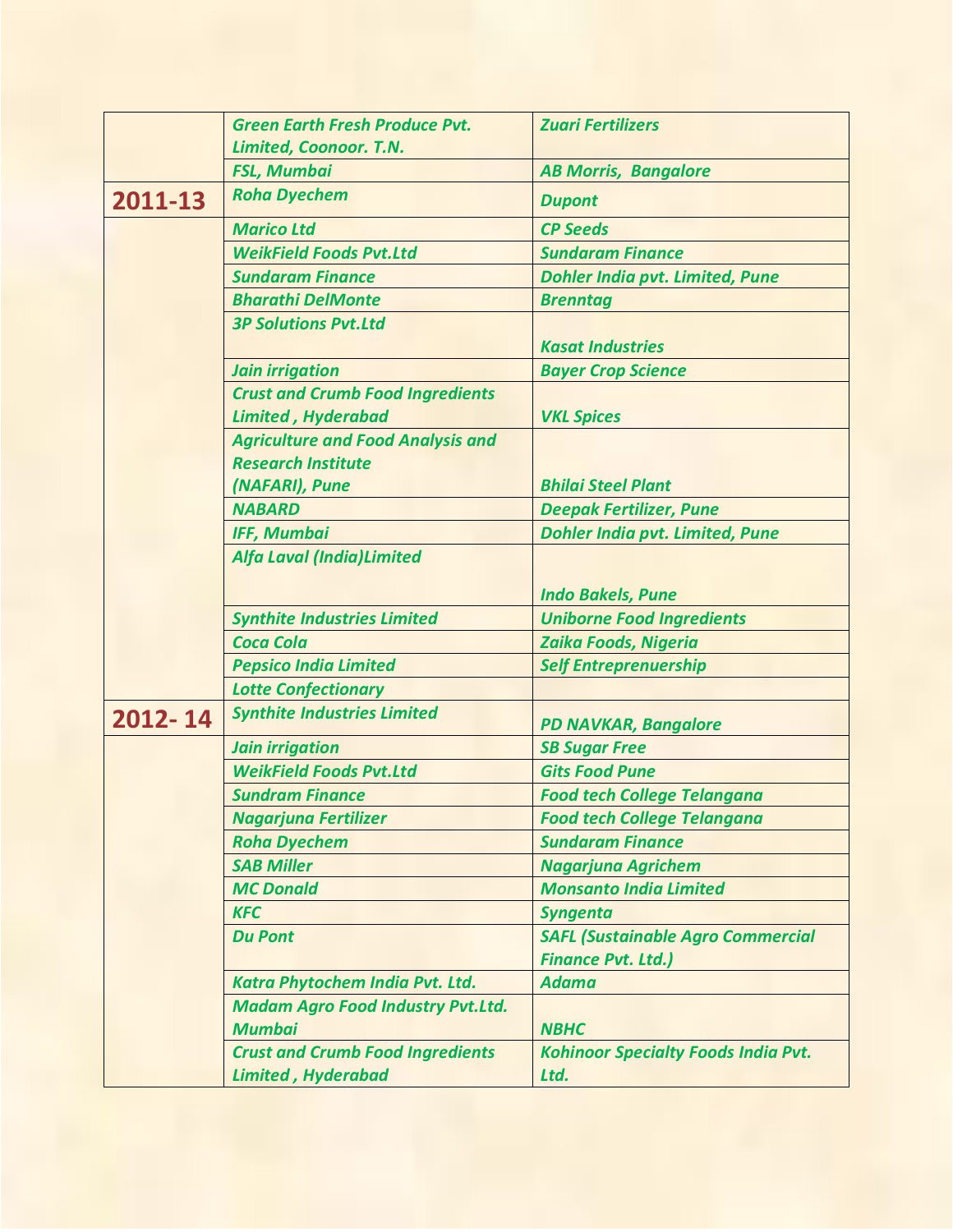| | | |
|---|---|---|
| | *Green Earth Fresh Produce Pvt. Limited, Coonoor. T.N.* | *Zuari Fertilizers* |
| | *FSL, Mumbai* | *AB Morris, Bangalore* |
| **2011-13** | *Roha Dyechem* | *Dupont* |
| | *Marico Ltd* | *CP Seeds* |
| | *WeikField Foods Pvt.Ltd* | *Sundaram Finance* |
| | *Sundaram Finance* | *Dohler India pvt. Limited, Pune* |
| | *Bharathi DelMonte* | *Brenntag* |
| | *3P Solutions Pvt.Ltd* | *Kasat Industries* |
| | *Jain irrigation* | *Bayer Crop Science* |
| | *Crust and Crumb Food Ingredients Limited , Hyderabad* | *VKL Spices* |
| | *Agriculture and Food Analysis and Research Institute (NAFARI), Pune* | *Bhilai Steel Plant* |
| | *NABARD* | *Deepak Fertilizer, Pune* |
| | *IFF, Mumbai* | *Dohler India pvt. Limited, Pune* |
| | *Alfa Laval (India)Limited* | *Indo Bakels, Pune* |
| | *Synthite Industries Limited* | *Uniborne Food Ingredients* |
| | *Coca Cola* | *Zaika Foods, Nigeria* |
| | *Pepsico India Limited* | *Self Entreprenuership* |
| | *Lotte Confectionary* | |
| **2012- 14** | *Synthite Industries Limited* | *PD NAVKAR, Bangalore* |
| | *Jain irrigation* | *SB Sugar Free* |
| | *WeikField Foods Pvt.Ltd* | *Gits Food Pune* |
| | *Sundram Finance* | *Food tech College Telangana* |
| | *Nagarjuna Fertilizer* | *Food tech College Telangana* |
| | *Roha Dyechem* | *Sundaram Finance* |
| | *SAB Miller* | *Nagarjuna Agrichem* |
| | *MC Donald* | *Monsanto India Limited* |
| | *KFC* | *Syngenta* |
| | *Du Pont* | *SAFL (Sustainable Agro Commercial Finance Pvt. Ltd.)* |
| | *Katra Phytochem India Pvt. Ltd.* | *Adama* |
| | *Madam Agro Food Industry Pvt.Ltd. Mumbai* | *NBHC* |
| | *Crust and Crumb Food Ingredients Limited , Hyderabad* | *Kohinoor Specialty Foods India Pvt. Ltd.* |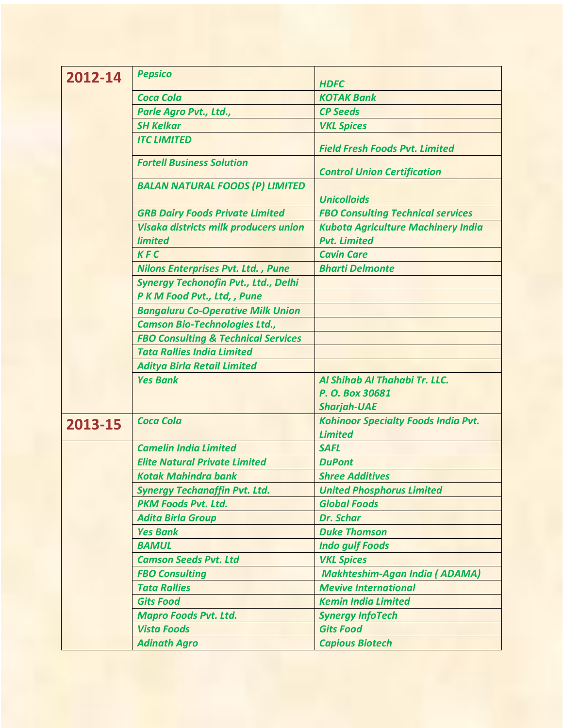| 2012-14 | *Pepsico* | *HDFC* |
|---|---|---|
| | *Coca Cola* | *KOTAK Bank* |
| | *Parle Agro Pvt., Ltd.,* | *CP Seeds* |
| | *SH Kelkar* | *VKL Spices* |
| | *ITC LIMITED* | *Field Fresh Foods Pvt. Limited* |
| | *Fortell Business Solution* | *Control Union Certification* |
| | *BALAN NATURAL FOODS (P) LIMITED* | *Unicolloids* |
| | *GRB Dairy Foods Private Limited* | *FBO Consulting Technical services* |
| | *Visaka districts milk producers union limited* | *Kubota Agriculture Machinery India Pvt. Limited* |
| | *K F C* | *Cavin Care* |
| | *Nilons Enterprises Pvt. Ltd. , Pune* | *Bharti Delmonte* |
| | *Synergy Techonofin Pvt., Ltd., Delhi* | |
| | *P K M Food Pvt., Ltd, , Pune* | |
| | *Bangaluru Co-Operative Milk Union* | |
| | *Camson Bio-Technologies Ltd.,* | |
| | *FBO Consulting & Technical Services* | |
| | *Tata Rallies India Limited* | |
| | *Aditya Birla Retail Limited* | |
| | *Yes Bank* | *Al Shihab Al Thahabi Tr. LLC.<br>P. O. Box 30681<br>Sharjah-UAE* |
| 2013-15 | *Coca Cola* | *Kohinoor Specialty Foods India Pvt. Limited* |
| | *Camelin India Limited* | *SAFL* |
| | *Elite Natural Private Limited* | *DuPont* |
| | *Kotak Mahindra bank* | *Shree Additives* |
| | *Synergy Techanaffin Pvt. Ltd.* | *United Phosphorus Limited* |
| | *PKM Foods Pvt. Ltd.* | *Global Foods* |
| | *Adita Birla Group* | *Dr. Schar* |
| | *Yes Bank* | *Duke Thomson* |
| | *BAMUL* | *Indo gulf Foods* |
| | *Camson Seeds Pvt. Ltd* | *VKL Spices* |
| | *FBO Consulting* | *Makhteshim-Agan India ( ADAMA)* |
| | *Tata Rallies* | *Mevive International* |
| | *Gits Food* | *Kemin India Limited* |
| | *Mapro Foods Pvt. Ltd.* | *Synergy InfoTech* |
| | *Vista Foods* | *Gits Food* |
| | *Adinath Agro* | *Capious Biotech* |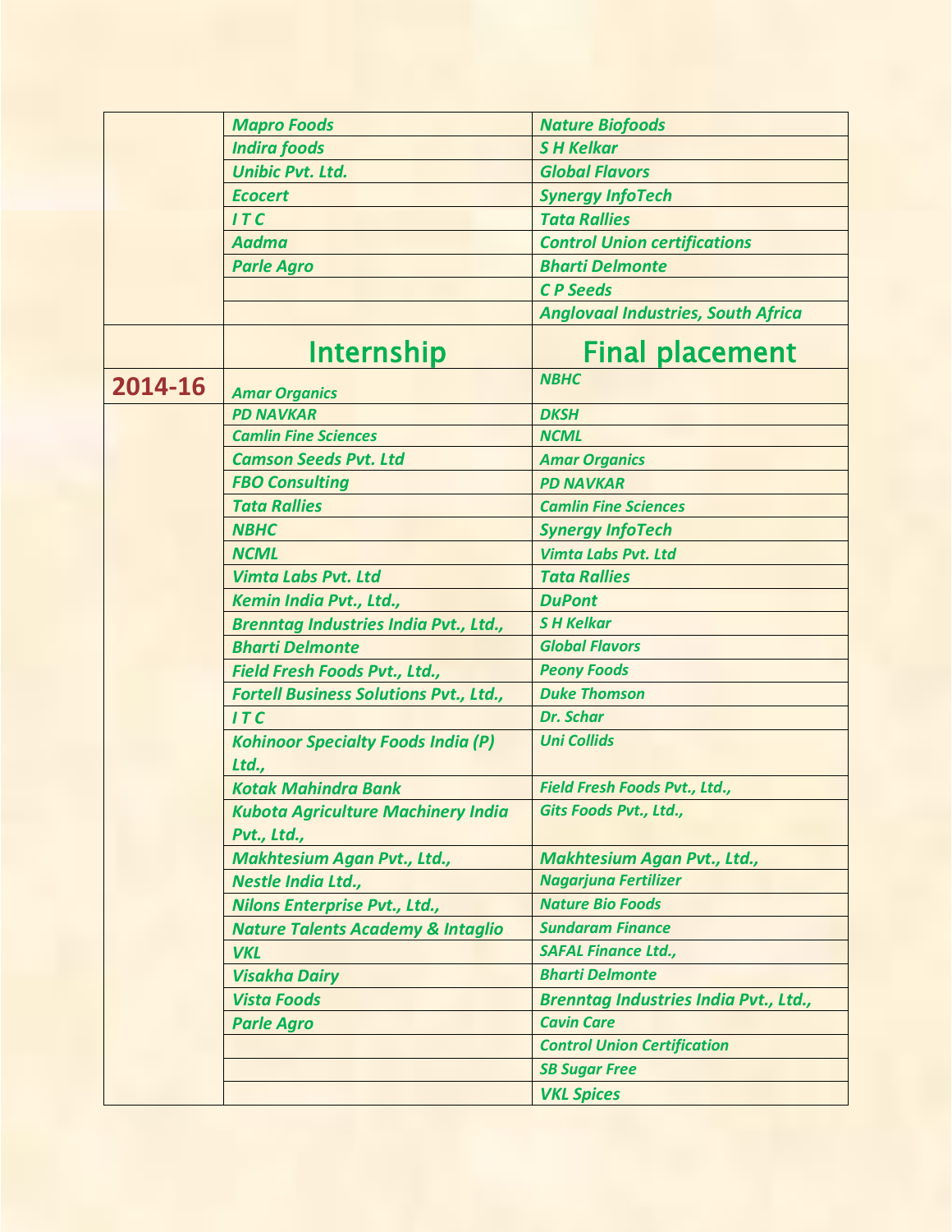| | | |
|---|---|---|
| | *Mapro Foods* | *Nature Biofoods* |
| | *Indira foods* | *S H Kelkar* |
| | *Unibic Pvt. Ltd.* | *Global Flavors* |
| | *Ecocert* | *Synergy InfoTech* |
| | *I T C* | *Tata Rallies* |
| | *Aadma* | *Control Union certifications* |
| | *Parle Agro* | *Bharti Delmonte* |
| | | *C P Seeds* |
| | | *Anglovaal Industries, South Africa* |
| | **Internship** | **Final placement** |
| **2014-16** | *Amar Organics* | *NBHC* |
| | *PD NAVKAR* | *DKSH* |
| | *Camlin Fine Sciences* | *NCML* |
| | *Camson Seeds Pvt. Ltd* | *Amar Organics* |
| | *FBO Consulting* | *PD NAVKAR* |
| | *Tata Rallies* | *Camlin Fine Sciences* |
| | *NBHC* | *Synergy InfoTech* |
| | *NCML* | *Vimta Labs Pvt. Ltd* |
| | *Vimta Labs Pvt. Ltd* | *Tata Rallies* |
| | *Kemin India Pvt., Ltd.,* | *DuPont* |
| | *Brenntag Industries India Pvt., Ltd.,* | *S H Kelkar* |
| | *Bharti Delmonte* | *Global Flavors* |
| | *Field Fresh Foods Pvt., Ltd.,* | *Peony Foods* |
| | *Fortell Business Solutions Pvt., Ltd.,* | *Duke Thomson* |
| | *I T C* | *Dr. Schar* |
| | *Kohinoor Specialty Foods India (P) Ltd.,* | *Uni Collids* |
| | *Kotak Mahindra Bank* | *Field Fresh Foods Pvt., Ltd.,* |
| | *Kubota Agriculture Machinery India Pvt., Ltd.,* | *Gits Foods Pvt., Ltd.,* |
| | *Makhtesium Agan Pvt., Ltd.,* | *Makhtesium Agan Pvt., Ltd.,* |
| | *Nestle India Ltd.,* | *Nagarjuna Fertilizer* |
| | *Nilons Enterprise Pvt., Ltd.,* | *Nature Bio Foods* |
| | *Nature Talents Academy & Intaglio* | *Sundaram Finance* |
| | *VKL* | *SAFAL Finance Ltd.,* |
| | *Visakha Dairy* | *Bharti Delmonte* |
| | *Vista Foods* | *Brenntag Industries India Pvt., Ltd.,* |
| | *Parle Agro* | *Cavin Care* |
| | | *Control Union Certification* |
| | | *SB Sugar Free* |
| | | *VKL Spices* |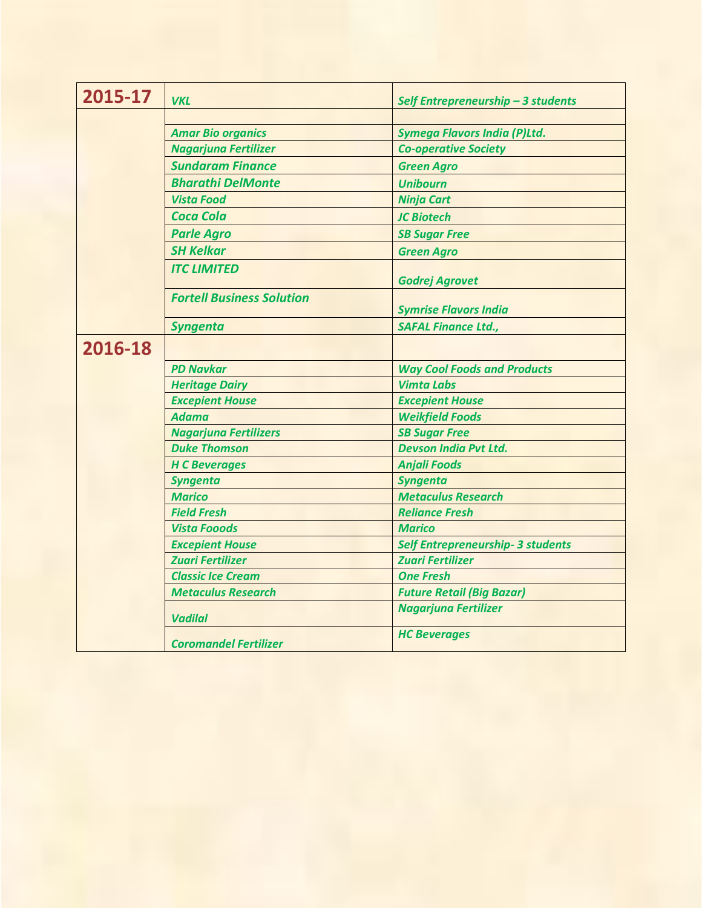| 2015-17 | VKL | Self Entrepreneurship – 3 students |
|---|---|---|
| | | |
| | Amar Bio organics | Symega Flavors India (P)Ltd. |
| | Nagarjuna Fertilizer | Co-operative Society |
| | Sundaram Finance | Green Agro |
| | Bharathi DelMonte | Unibourn |
| | Vista Food | Ninja Cart |
| | Coca Cola | JC Biotech |
| | Parle Agro | SB Sugar Free |
| | SH Kelkar | Green Agro |
| | ITC LIMITED | Godrej Agrovet |
| | Fortell Business Solution | Symrise Flavors India |
| | Syngenta | SAFAL Finance Ltd., |
| 2016-18 | | |
| | PD Navkar | Way Cool Foods and Products |
| | Heritage Dairy | Vimta Labs |
| | Excepient House | Excepient House |
| | Adama | Weikfield Foods |
| | Nagarjuna Fertilizers | SB Sugar Free |
| | Duke Thomson | Devson India Pvt Ltd. |
| | H C Beverages | Anjali Foods |
| | Syngenta | Syngenta |
| | Marico | Metaculus Research |
| | Field Fresh | Reliance Fresh |
| | Vista Fooods | Marico |
| | Excepient House | Self Entrepreneurship- 3 students |
| | Zuari Fertilizer | Zuari Fertilizer |
| | Classic Ice Cream | One Fresh |
| | Metaculus Research | Future Retail (Big Bazar) |
| | Vadilal | Nagarjuna Fertilizer |
| | Coromandel Fertilizer | HC Beverages |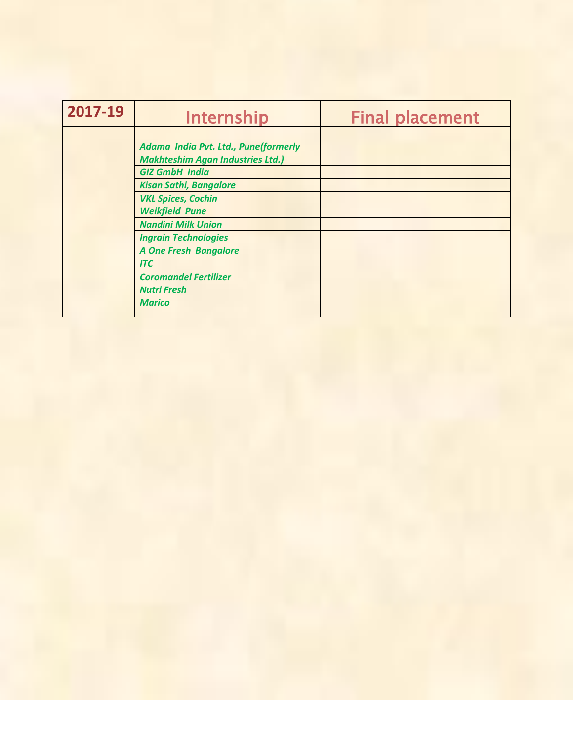| 2017-19 | Internship | Final placement |
|---|---|---|
| | | |
| | *Adama India Pvt. Ltd., Pune(formerly Makhteshim Agan Industries Ltd.)* | |
| | *GIZ GmbH India* | |
| | *Kisan Sathi, Bangalore* | |
| | *VKL Spices, Cochin* | |
| | *Weikfield Pune* | |
| | *Nandini Milk Union* | |
| | *Ingrain Technologies* | |
| | *A One Fresh Bangalore* | |
| | *ITC* | |
| | *Coromandel Fertilizer* | |
| | *Nutri Fresh* | |
| | *Marico* | |